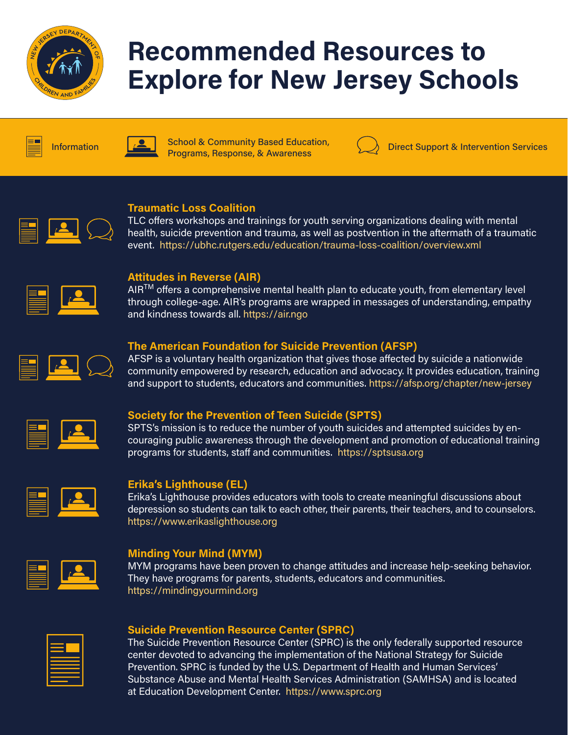# Recommended Resources to Explore for New Jersey Schools

Information | School & Community Based Education, Programs, Response, & Awareness | Direct Support & Intervention Services

### Traumatic Loss Coalition

TLC offers workshops and trainings for youth serving organizations dealing with mental health, suicide prevention and trauma, as well as postvention in the aftermath of a traumatic event. https://ubhc.rutgers.edu/education/trauma-loss-coalition/overview.xml

### Attitudes in Reverse (AIR)

AIR™ offers a comprehensive mental health plan to educate youth, from elementary level through college-age. AIR's programs are wrapped in messages of understanding, empathy and kindness towards all. https://air.ngo

### The American Foundation for Suicide Prevention (AFSP)

AFSP is a voluntary health organization that gives those affected by suicide a nationwide community empowered by research, education and advocacy. It provides education, training and support to students, educators and communities. https://afsp.org/chapter/new-jersey

### Society for the Prevention of Teen Suicide (SPTS)

SPTS's mission is to reduce the number of youth suicides and attempted suicides by encouraging public awareness through the development and promotion of educational training programs for students, staff and communities. https://sptsusa.org

### Erika's Lighthouse (EL)

Erika's Lighthouse provides educators with tools to create meaningful discussions about depression so students can talk to each other, their parents, their teachers, and to counselors. https://www.erikaslighthouse.org

### Minding Your Mind (MYM)

MYM programs have been proven to change attitudes and increase help-seeking behavior. They have programs for parents, students, educators and communities. https://mindingyourmind.org

### Suicide Prevention Resource Center (SPRC)

The Suicide Prevention Resource Center (SPRC) is the only federally supported resource center devoted to advancing the implementation of the National Strategy for Suicide Prevention. SPRC is funded by the U.S. Department of Health and Human Services' Substance Abuse and Mental Health Services Administration (SAMHSA) and is located at Education Development Center. https://www.sprc.org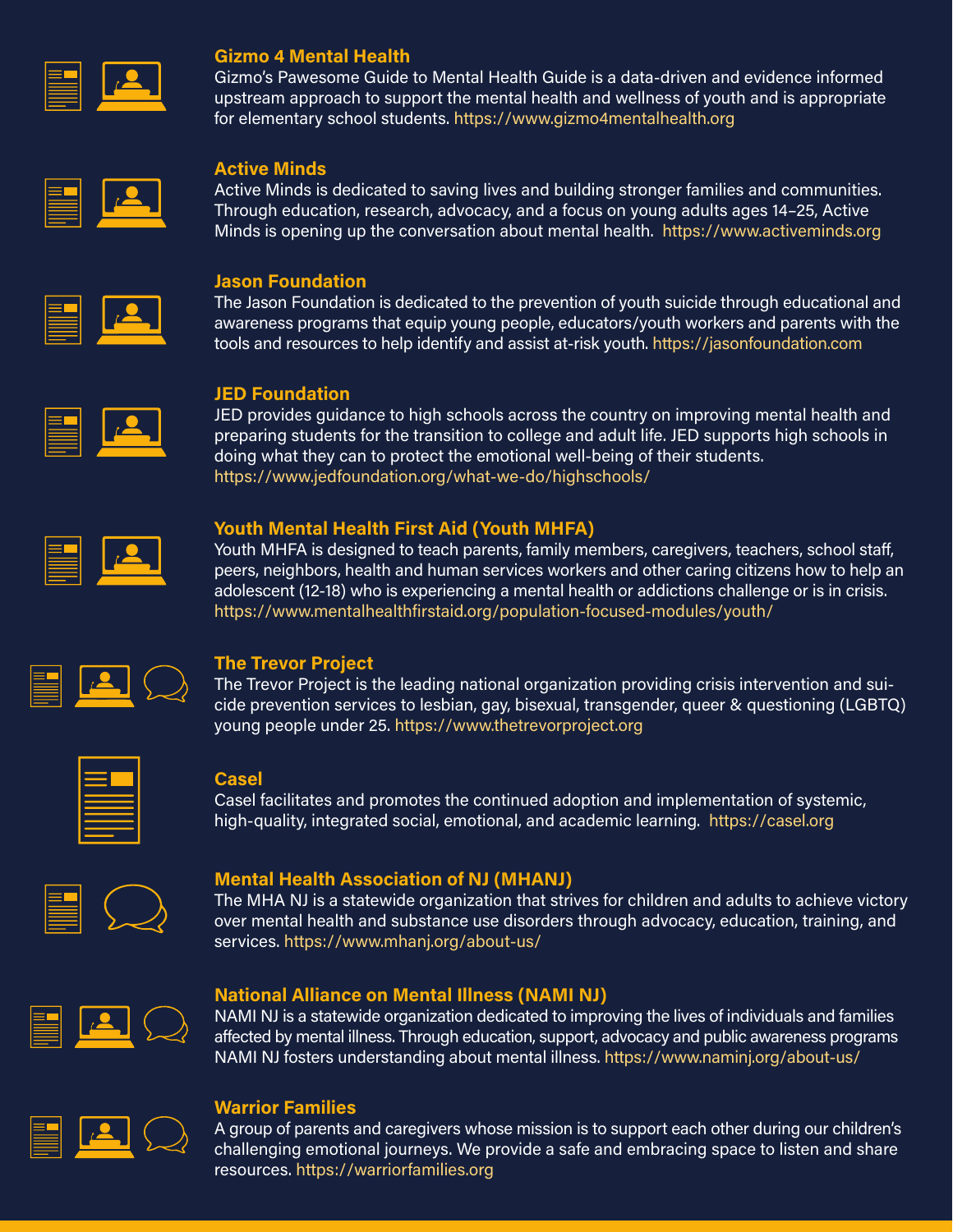### Gizmo 4 Mental Health

Gizmo's Pawesome Guide to Mental Health Guide is a data-driven and evidence informed upstream approach to support the mental health and wellness of youth and is appropriate for elementary school students. https://www.gizmo4mentalhealth.org

### Active Minds

Active Minds is dedicated to saving lives and building stronger families and communities. Through education, research, advocacy, and a focus on young adults ages 14–25, Active Minds is opening up the conversation about mental health. https://www.activeminds.org

### Jason Foundation

The Jason Foundation is dedicated to the prevention of youth suicide through educational and awareness programs that equip young people, educators/youth workers and parents with the tools and resources to help identify and assist at-risk youth. https://jasonfoundation.com

### JED Foundation

JED provides guidance to high schools across the country on improving mental health and preparing students for the transition to college and adult life. JED supports high schools in doing what they can to protect the emotional well-being of their students. https://www.jedfoundation.org/what-we-do/highschools/

### Youth Mental Health First Aid (Youth MHFA)

Youth MHFA is designed to teach parents, family members, caregivers, teachers, school staff, peers, neighbors, health and human services workers and other caring citizens how to help an adolescent (12-18) who is experiencing a mental health or addictions challenge or is in crisis. https://www.mentalhealthfirstaid.org/population-focused-modules/youth/

### The Trevor Project

The Trevor Project is the leading national organization providing crisis intervention and suicide prevention services to lesbian, gay, bisexual, transgender, queer & questioning (LGBTQ) young people under 25. https://www.thetrevorproject.org

### Casel

Casel facilitates and promotes the continued adoption and implementation of systemic, high-quality, integrated social, emotional, and academic learning. https://casel.org

### Mental Health Association of NJ (MHANJ)

The MHA NJ is a statewide organization that strives for children and adults to achieve victory over mental health and substance use disorders through advocacy, education, training, and services. https://www.mhanj.org/about-us/

### National Alliance on Mental Illness (NAMI NJ)

NAMI NJ is a statewide organization dedicated to improving the lives of individuals and families affected by mental illness. Through education, support, advocacy and public awareness programs NAMI NJ fosters understanding about mental illness. https://www.naminj.org/about-us/

### Warrior Families

A group of parents and caregivers whose mission is to support each other during our children's challenging emotional journeys. We provide a safe and embracing space to listen and share resources. https://warriorfamilies.org